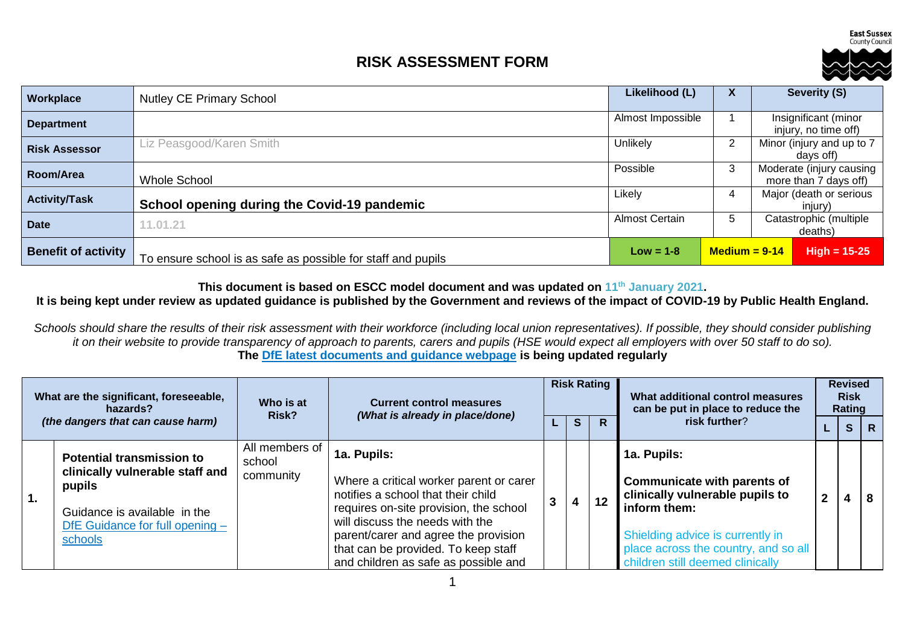# RISK ASSESSMENT FORM

| Workplace | Nutley CE Primary School | Likelihood (L) | X | Severity (S) | |
|---|---|---|---|---|---|
| Department | | Almost Impossible | 1 | Insignificant (minor injury, no time off) | |
| Risk Assessor | Liz Peasgood/Karen Smith | Unlikely | 2 | Minor (injury and up to 7 days off) | |
| Room/Area | Whole School | Possible | 3 | Moderate (injury causing more than 7 days off) | |
| Activity/Task | **School opening during the Covid-19 pandemic** | Likely | 4 | Major (death or serious injury) | |
| Date | 11.01.21 | Almost Certain | 5 | Catastrophic (multiple deaths) | |
| Benefit of activity | To ensure school is as safe as possible for staff and pupils | **Low = 1-8** | **Medium = 9-14** | | **High = 15-25** |

**This document is based on ESCC model document and was updated on 11th January 2021.**
**It is being kept under review as updated guidance is published by the Government and reviews of the impact of COVID-19 by Public Health England.**

*Schools should share the results of their risk assessment with their workforce (including local union representatives). If possible, they should consider publishing it on their website to provide transparency of approach to parents, carers and pupils (HSE would expect all employers with over 50 staff to do so).*
**The [DfE latest documents and guidance webpage](#) is being updated regularly**

| | What are the significant, foreseeable, hazards? *(the dangers that can cause harm)* | Who is at Risk? | Current control measures *(What is already in place/done)* | Risk Rating L | Risk Rating S | Risk Rating R | What additional control measures can be put in place to reduce the risk further? | Revised Risk Rating L | Revised Risk Rating S | Revised Risk Rating R |
|---|---|---|---|---|---|---|---|---|---|---|
| **1.** | **Potential transmission to clinically vulnerable staff and pupils**<br><br>Guidance is available in the [DfE Guidance for full opening – schools](#) | All members of school community | **1a. Pupils:**<br><br>Where a critical worker parent or carer notifies a school that their child requires on-site provision, the school will discuss the needs with the parent/carer and agree the provision that can be provided. To keep staff and children as safe as possible and | 3 | 4 | 12 | **1a. Pupils:**<br><br>**Communicate with parents of clinically vulnerable pupils to inform them:**<br><br>Shielding advice is currently in place across the country, and so all children still deemed clinically | 2 | 4 | 8 |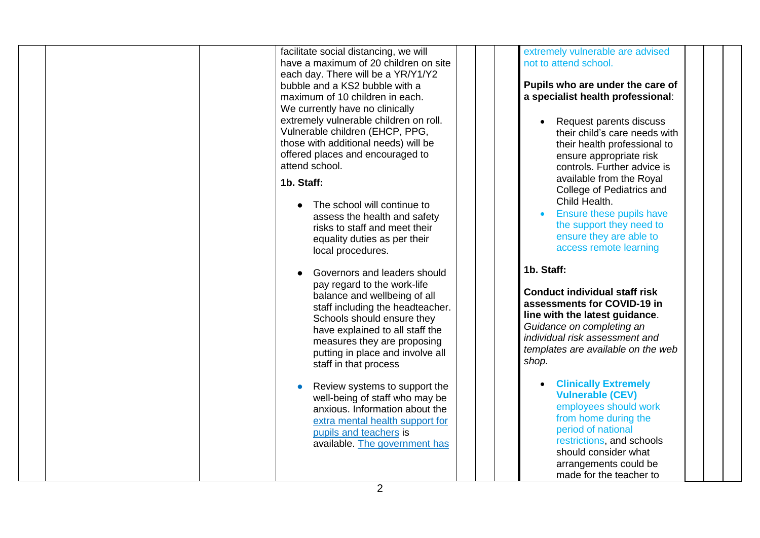| | | | | | | | | | |
|---|---|---|---|---|---|---|---|---|---|
| | | facilitate social distancing, we will have a maximum of 20 children on site each day. There will be a YR/Y1/Y2 bubble and a KS2 bubble with a maximum of 10 children in each. We currently have no clinically extremely vulnerable children on roll. Vulnerable children (EHCP, PPG, those with additional needs) will be offered places and encouraged to attend school.<br><br>**1b. Staff:**<br><br>• The school will continue to assess the health and safety risks to staff and meet their equality duties as per their local procedures.<br><br>• Governors and leaders should pay regard to the work-life balance and wellbeing of all staff including the headteacher. Schools should ensure they have explained to all staff the measures they are proposing putting in place and involve all staff in that process<br><br>• Review systems to support the well-being of staff who may be anxious. Information about the [extra mental health support for pupils and teachers]() is available. [The government has]() | | | | extremely vulnerable are advised not to attend school.<br><br>**Pupils who are under the care of a specialist health professional**:<br><br>• Request parents discuss their child's care needs with their health professional to ensure appropriate risk controls. Further advice is available from the Royal College of Pediatrics and Child Health.<br>• Ensure these pupils have the support they need to ensure they are able to access remote learning<br><br>**1b. Staff:**<br><br>**Conduct individual staff risk assessments for COVID-19 in line with the latest guidance**. *Guidance on completing an individual risk assessment and templates are available on the web shop.*<br><br>• **Clinically Extremely Vulnerable (CEV)** employees should work from home during the period of national restrictions, and schools should consider what arrangements could be made for the teacher to | | | |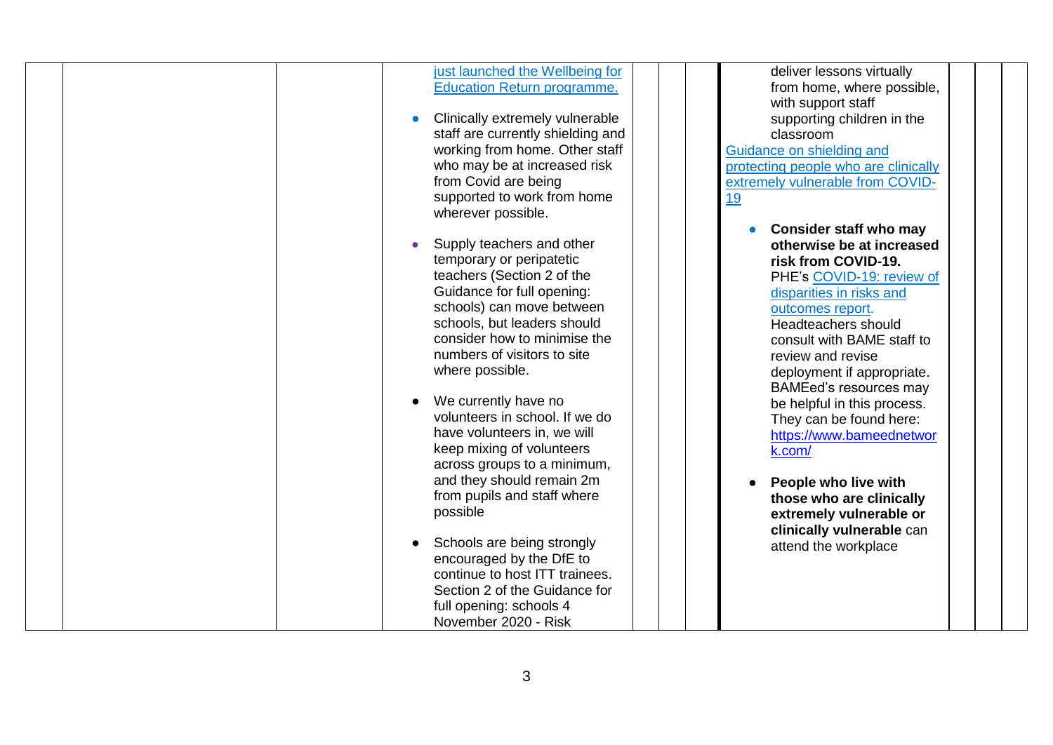|  |  |  | just launched the Wellbeing for Education Return programme.<br><br>• Clinically extremely vulnerable staff are currently shielding and working from home. Other staff who may be at increased risk from Covid are being supported to work from home wherever possible.<br><br>• Supply teachers and other temporary or peripatetic teachers (Section 2 of the Guidance for full opening: schools) can move between schools, but leaders should consider how to minimise the numbers of visitors to site where possible.<br><br>• We currently have no volunteers in school. If we do have volunteers in, we will keep mixing of volunteers across groups to a minimum, and they should remain 2m from pupils and staff where possible<br><br>• Schools are being strongly encouraged by the DfE to continue to host ITT trainees. Section 2 of the Guidance for full opening: schools 4 November 2020 - Risk |  |  |  | deliver lessons virtually from home, where possible, with support staff supporting children in the classroom<br>Guidance on shielding and protecting people who are clinically extremely vulnerable from COVID-19<br><br>• **Consider staff who may otherwise be at increased risk from COVID-19.** PHE's COVID-19: review of disparities in risks and outcomes report. Headteachers should consult with BAME staff to review and revise deployment if appropriate. BAMEed's resources may be helpful in this process. They can be found here: https://www.bameednetwork.com/<br><br>• **People who live with those who are clinically extremely vulnerable or clinically vulnerable** can attend the workplace |  |  |  |
|---|---|---|---|---|---|---|---|---|---|---|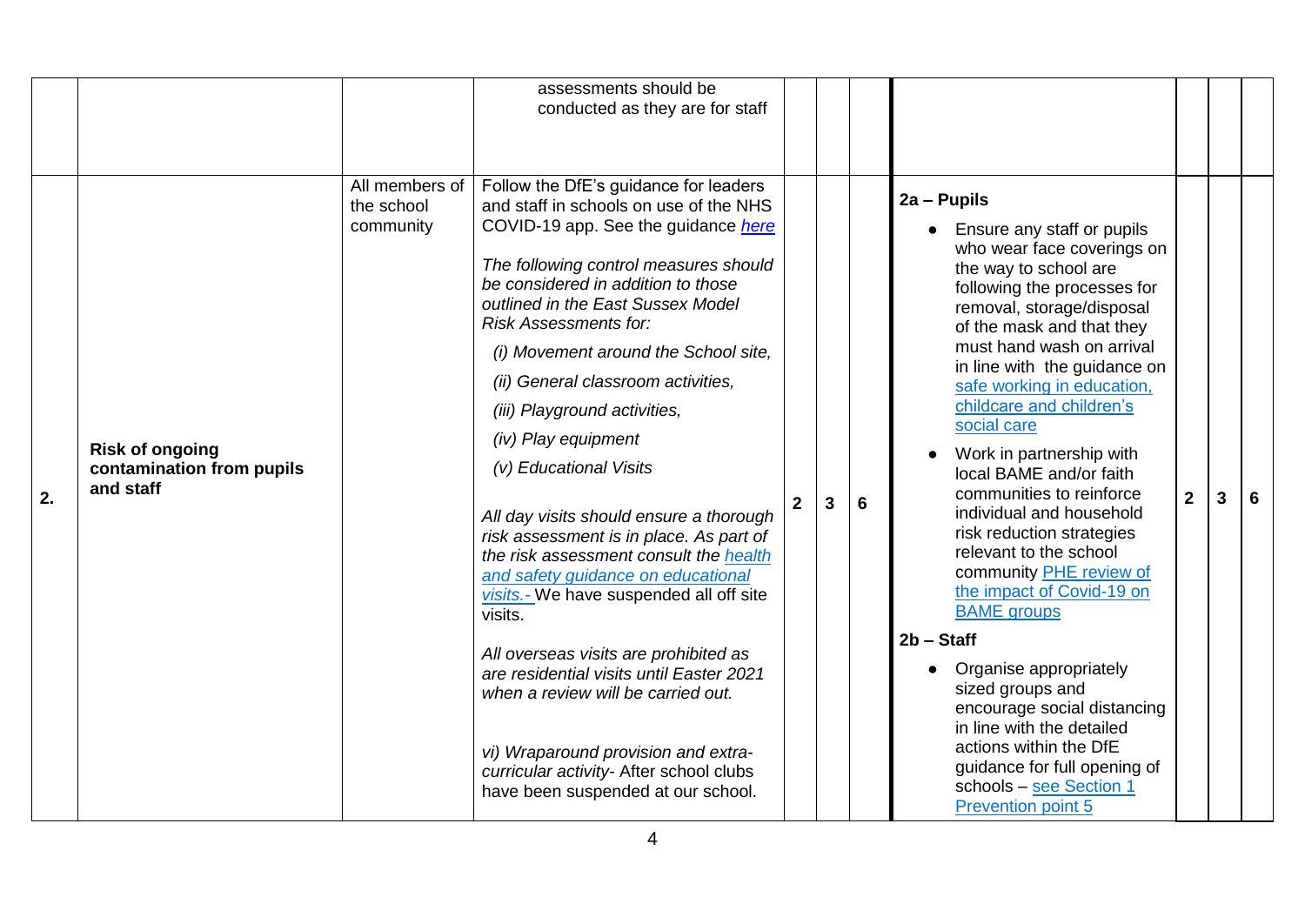| | | | | | | | | | | |
|---|---|---|---|---|---|---|---|---|---|---|
| | | | assessments should be conducted as they are for staff | | | | | | | |
| 2. | **Risk of ongoing contamination from pupils and staff** | All members of the school community | Follow the DfE's guidance for leaders and staff in schools on use of the NHS COVID-19 app. See the guidance *here*<br><br>*The following control measures should be considered in addition to those outlined in the East Sussex Model Risk Assessments for:*<br>*(i) Movement around the School site,*<br>*(ii) General classroom activities,*<br>*(iii) Playground activities,*<br>*(iv) Play equipment*<br>*(v) Educational Visits*<br><br>*All day visits should ensure a thorough risk assessment is in place. As part of the risk assessment consult the health and safety guidance on educational visits.-* We have suspended all off site visits.<br><br>*All overseas visits are prohibited as are residential visits until Easter 2021 when a review will be carried out.*<br><br>*vi) Wraparound provision and extra-curricular activity-* After school clubs have been suspended at our school. | **2** | **3** | **6** | **2a – Pupils**<br>• Ensure any staff or pupils who wear face coverings on the way to school are following the processes for removal, storage/disposal of the mask and that they must hand wash on arrival in line with the guidance on safe working in education, childcare and children's social care<br>• Work in partnership with local BAME and/or faith communities to reinforce individual and household risk reduction strategies relevant to the school community PHE review of the impact of Covid-19 on BAME groups<br><br>**2b – Staff**<br>• Organise appropriately sized groups and encourage social distancing in line with the detailed actions within the DfE guidance for full opening of schools – see Section 1 Prevention point 5 | **2** | **3** | **6** |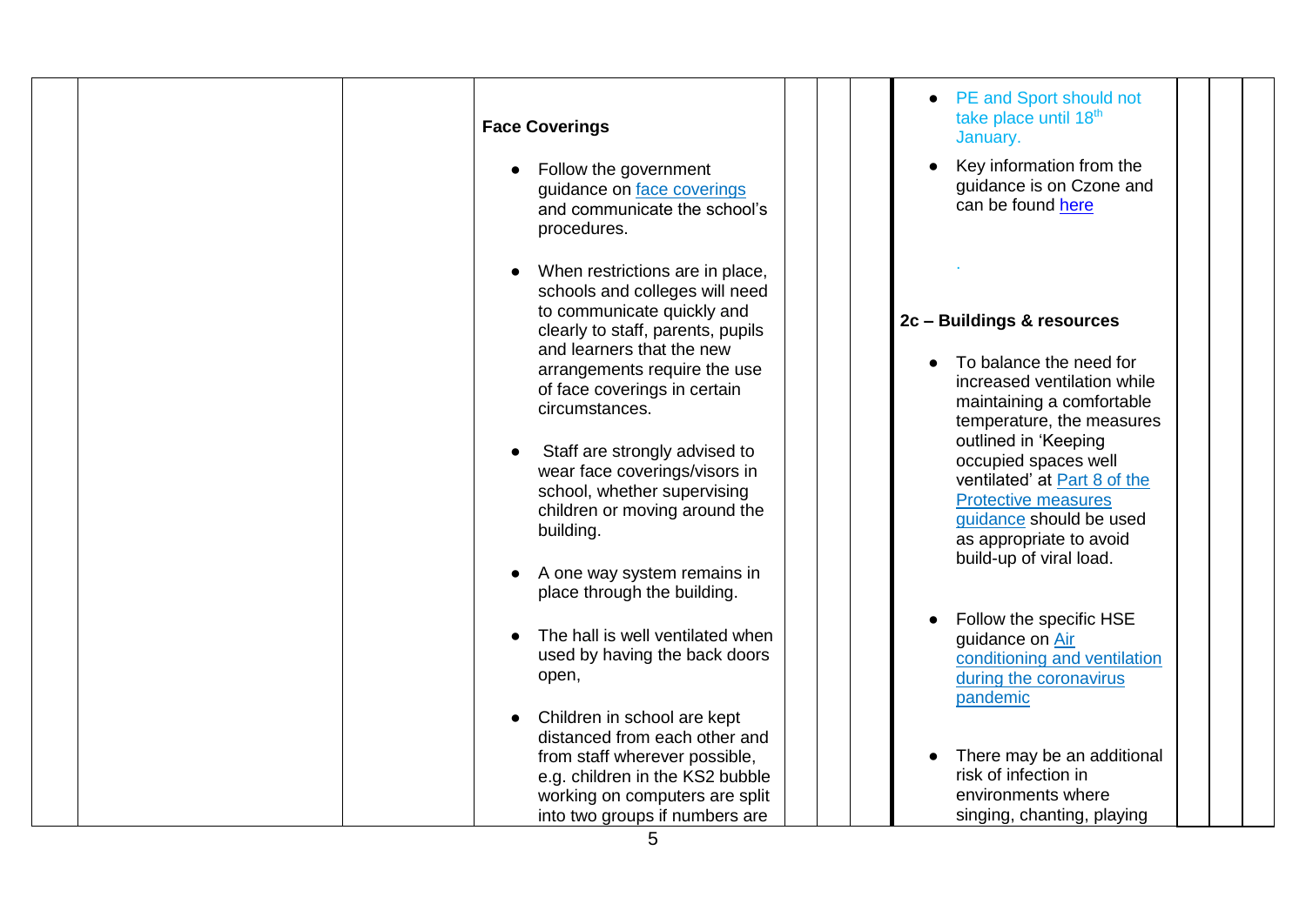| | | | | | | | | | | |
|---|---|---|---|---|---|---|---|---|---|---|
| | | | **Face Coverings**<br><br>- Follow the government guidance on face coverings and communicate the school's procedures.<br>- When restrictions are in place, schools and colleges will need to communicate quickly and clearly to staff, parents, pupils and learners that the new arrangements require the use of face coverings in certain circumstances.<br>- Staff are strongly advised to wear face coverings/visors in school, whether supervising children or moving around the building.<br>- A one way system remains in place through the building.<br>- The hall is well ventilated when used by having the back doors open,<br>- Children in school are kept distanced from each other and from staff wherever possible, e.g. children in the KS2 bubble working on computers are split into two groups if numbers are | | | | - PE and Sport should not take place until 18th January.<br>- Key information from the guidance is on Czone and can be found here<br><br>.<br><br>**2c – Buildings & resources**<br><br>- To balance the need for increased ventilation while maintaining a comfortable temperature, the measures outlined in 'Keeping occupied spaces well ventilated' at Part 8 of the Protective measures guidance should be used as appropriate to avoid build-up of viral load.<br>- Follow the specific HSE guidance on Air conditioning and ventilation during the coronavirus pandemic<br>- There may be an additional risk of infection in environments where singing, chanting, playing | | | |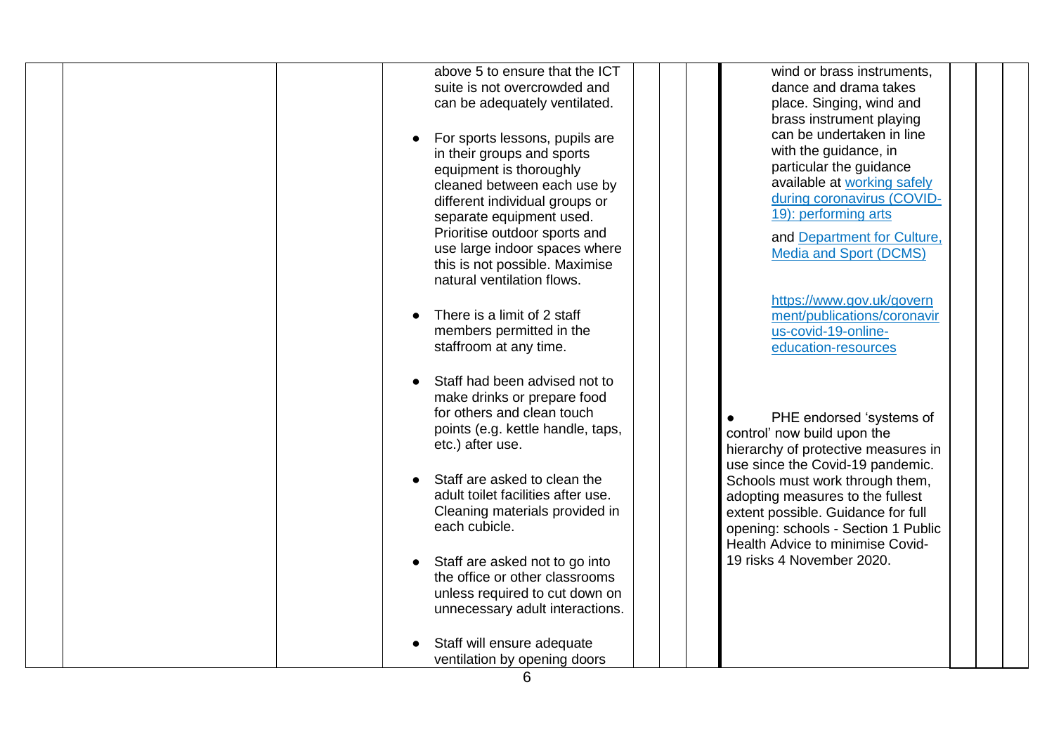| | | | | | | | | | |
|---|---|---|---|---|---|---|---|---|---|
| | | | above 5 to ensure that the ICT suite is not overcrowded and can be adequately ventilated.<br><br>● For sports lessons, pupils are in their groups and sports equipment is thoroughly cleaned between each use by different individual groups or separate equipment used. Prioritise outdoor sports and use large indoor spaces where this is not possible. Maximise natural ventilation flows.<br><br>● There is a limit of 2 staff members permitted in the staffroom at any time.<br><br>● Staff had been advised not to make drinks or prepare food for others and clean touch points (e.g. kettle handle, taps, etc.) after use.<br><br>● Staff are asked to clean the adult toilet facilities after use. Cleaning materials provided in each cubicle.<br><br>● Staff are asked not to go into the office or other classrooms unless required to cut down on unnecessary adult interactions.<br><br>● Staff will ensure adequate ventilation by opening doors | | | wind or brass instruments, dance and drama takes place. Singing, wind and brass instrument playing can be undertaken in line with the guidance, in particular the guidance available at working safely during coronavirus (COVID-19): performing arts<br><br>and Department for Culture, Media and Sport (DCMS)<br><br>https://www.gov.uk/government/publications/coronavirus-covid-19-online-education-resources<br><br>● PHE endorsed 'systems of control' now build upon the hierarchy of protective measures in use since the Covid-19 pandemic. Schools must work through them, adopting measures to the fullest extent possible. Guidance for full opening: schools - Section 1 Public Health Advice to minimise Covid-19 risks 4 November 2020. | | | |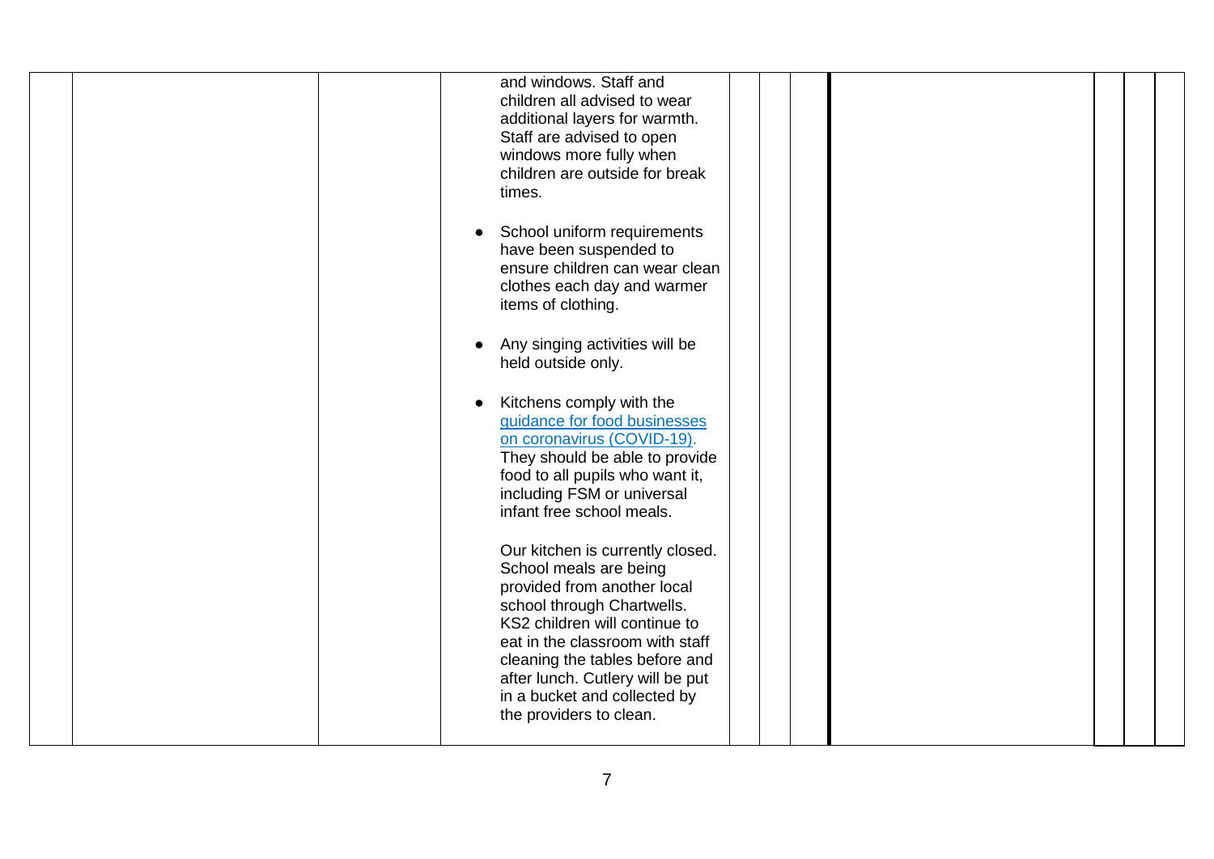|  |  |  | and windows. Staff and children all advised to wear additional layers for warmth. Staff are advised to open windows more fully when children are outside for break times.<br><br>• School uniform requirements have been suspended to ensure children can wear clean clothes each day and warmer items of clothing.<br><br>• Any singing activities will be held outside only.<br><br>• Kitchens comply with the [guidance for food businesses on coronavirus (COVID-19)](). They should be able to provide food to all pupils who want it, including FSM or universal infant free school meals.<br><br>Our kitchen is currently closed. School meals are being provided from another local school through Chartwells. KS2 children will continue to eat in the classroom with staff cleaning the tables before and after lunch. Cutlery will be put in a bucket and collected by the providers to clean. |  |  |  |  |  |  |  |
|---|---|---|---|---|---|---|---|---|---|---|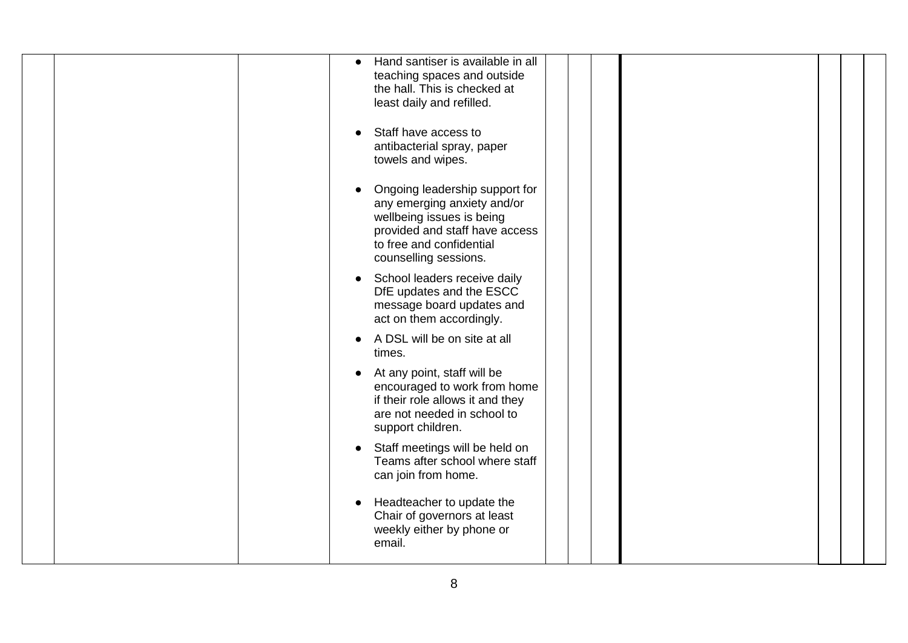| | | | | | | | | | | |
|---|---|---|---|---|---|---|---|---|---|---|
| | | | • Hand santiser is available in all teaching spaces and outside the hall. This is checked at least daily and refilled.<br><br>• Staff have access to antibacterial spray, paper towels and wipes.<br><br>• Ongoing leadership support for any emerging anxiety and/or wellbeing issues is being provided and staff have access to free and confidential counselling sessions.<br><br>• School leaders receive daily DfE updates and the ESCC message board updates and act on them accordingly.<br><br>• A DSL will be on site at all times.<br><br>• At any point, staff will be encouraged to work from home if their role allows it and they are not needed in school to support children.<br><br>• Staff meetings will be held on Teams after school where staff can join from home.<br><br>• Headteacher to update the Chair of governors at least weekly either by phone or email. | | | | | | | |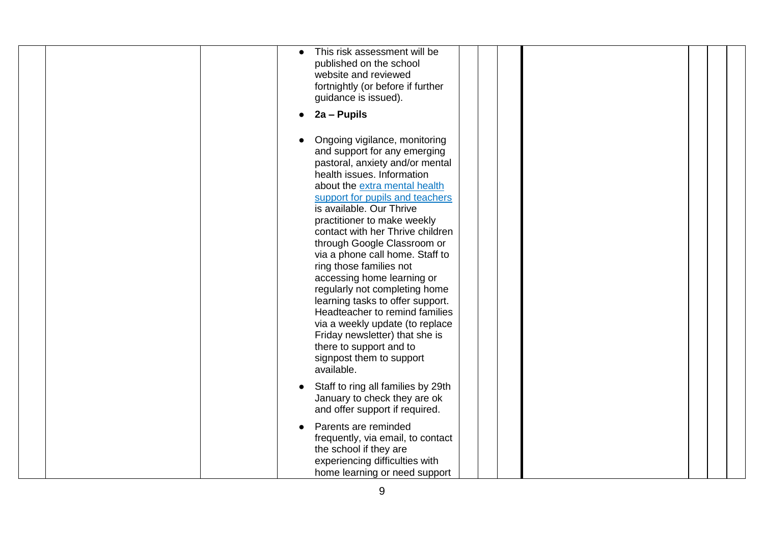|  |  |  | • This risk assessment will be published on the school website and reviewed fortnightly (or before if further guidance is issued).<br>• **2a – Pupils**<br>• Ongoing vigilance, monitoring and support for any emerging pastoral, anxiety and/or mental health issues. Information about the extra mental health support for pupils and teachers is available. Our Thrive practitioner to make weekly contact with her Thrive children through Google Classroom or via a phone call home. Staff to ring those families not accessing home learning or regularly not completing home learning tasks to offer support. Headteacher to remind families via a weekly update (to replace Friday newsletter) that she is there to support and to signpost them to support available.<br>• Staff to ring all families by 29th January to check they are ok and offer support if required.<br>• Parents are reminded frequently, via email, to contact the school if they are experiencing difficulties with home learning or need support |  |  |  |  |  |  |  |
|---|---|---|---|---|---|---|---|---|---|---|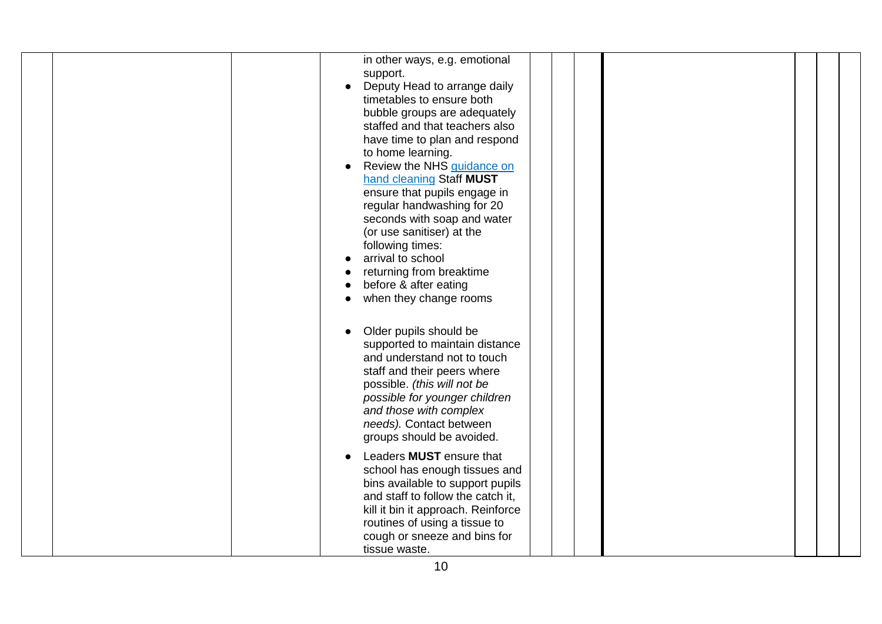|  |  |  | in other ways, e.g. emotional support.<br>• Deputy Head to arrange daily timetables to ensure both bubble groups are adequately staffed and that teachers also have time to plan and respond to home learning.<br>• Review the NHS [guidance on hand cleaning](#) Staff **MUST** ensure that pupils engage in regular handwashing for 20 seconds with soap and water (or use sanitiser) at the following times:<br>• arrival to school<br>• returning from breaktime<br>• before & after eating<br>• when they change rooms<br><br>• Older pupils should be supported to maintain distance and understand not to touch staff and their peers where possible. *(this will not be possible for younger children and those with complex needs).* Contact between groups should be avoided.<br>• Leaders **MUST** ensure that school has enough tissues and bins available to support pupils and staff to follow the catch it, kill it bin it approach. Reinforce routines of using a tissue to cough or sneeze and bins for tissue waste. |  |  |  |  |  |  |  |
|---|---|---|---|---|---|---|---|---|---|---|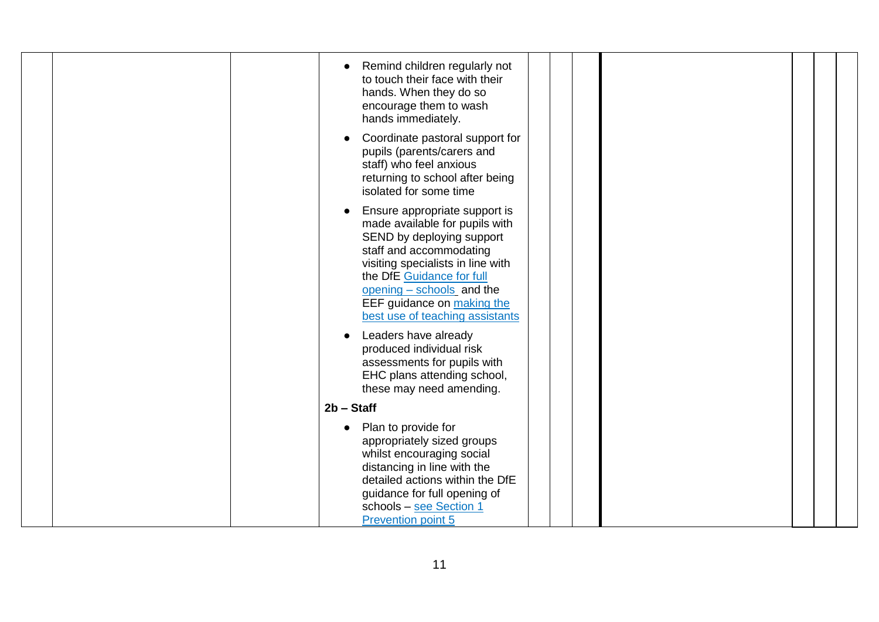| | | | | | | | | | | |
|---|---|---|---|---|---|---|---|---|---|---|
| | | | • Remind children regularly not to touch their face with their hands. When they do so encourage them to wash hands immediately.<br><br>• Coordinate pastoral support for pupils (parents/carers and staff) who feel anxious returning to school after being isolated for some time<br><br>• Ensure appropriate support is made available for pupils with SEND by deploying support staff and accommodating visiting specialists in line with the DfE [Guidance for full opening – schools](#) and the EEF guidance on [making the best use of teaching assistants](#)<br><br>• Leaders have already produced individual risk assessments for pupils with EHC plans attending school, these may need amending.<br><br>**2b – Staff**<br><br>• Plan to provide for appropriately sized groups whilst encouraging social distancing in line with the detailed actions within the DfE guidance for full opening of schools – [see Section 1 Prevention point 5](#) | | | | | | | |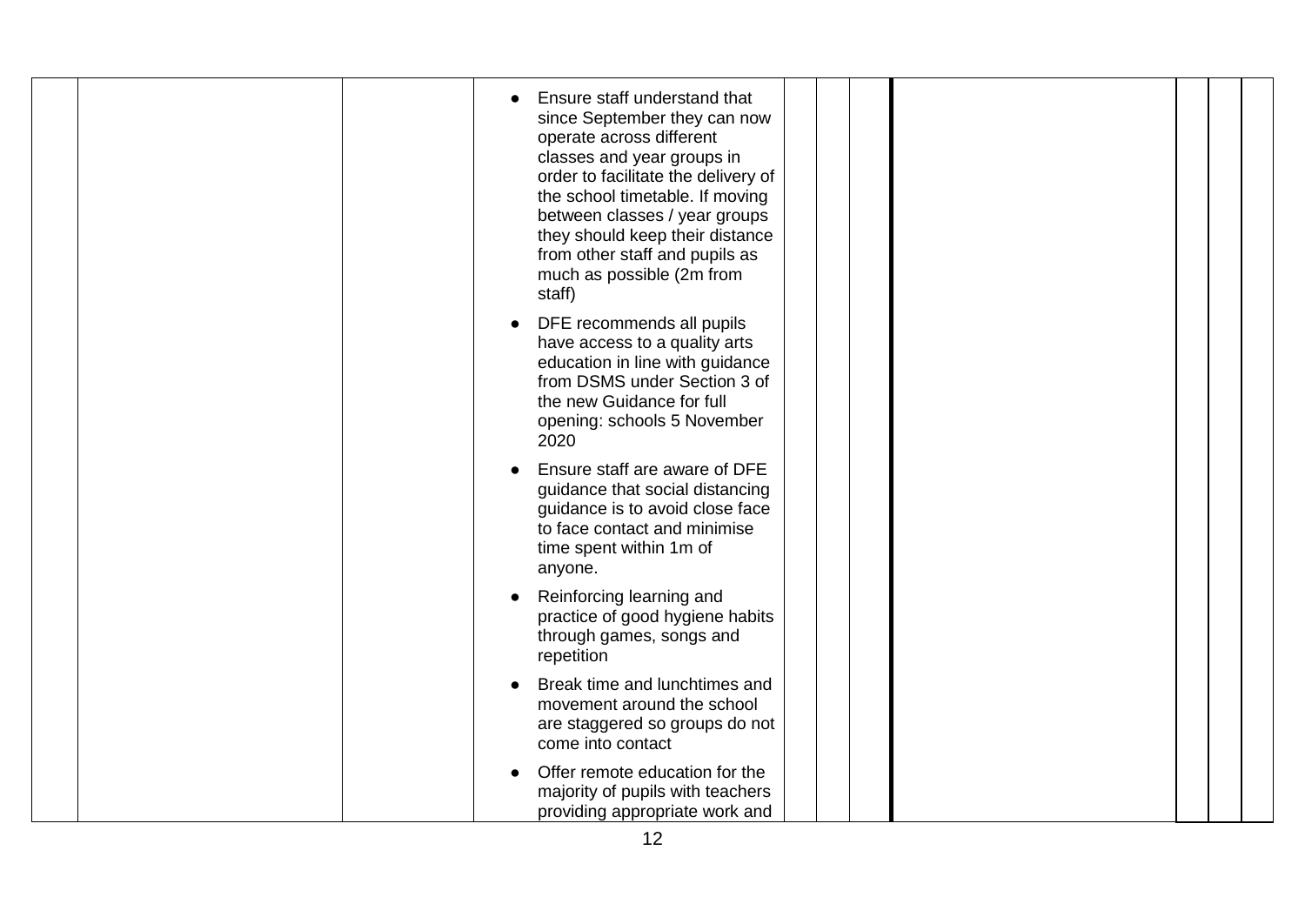| | | | | | | | | | |
|---|---|---|---|---|---|---|---|---|---|
| | | | • Ensure staff understand that since September they can now operate across different classes and year groups in order to facilitate the delivery of the school timetable. If moving between classes / year groups they should keep their distance from other staff and pupils as much as possible (2m from staff)<br>• DFE recommends all pupils have access to a quality arts education in line with guidance from DSMS under Section 3 of the new Guidance for full opening: schools 5 November 2020<br>• Ensure staff are aware of DFE guidance that social distancing guidance is to avoid close face to face contact and minimise time spent within 1m of anyone.<br>• Reinforcing learning and practice of good hygiene habits through games, songs and repetition<br>• Break time and lunchtimes and movement around the school are staggered so groups do not come into contact<br>• Offer remote education for the majority of pupils with teachers providing appropriate work and | | | | | | |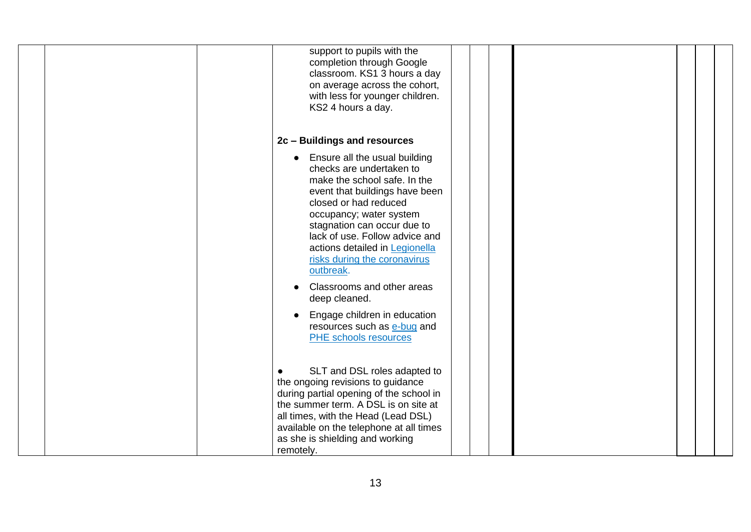| | | | | | | | | | |
|---|---|---|---|---|---|---|---|---|---|
| | | | support to pupils with the completion through Google classroom. KS1 3 hours a day on average across the cohort, with less for younger children. KS2 4 hours a day.<br><br>**2c – Buildings and resources**<br><br>● Ensure all the usual building checks are undertaken to make the school safe. In the event that buildings have been closed or had reduced occupancy; water system stagnation can occur due to lack of use. Follow advice and actions detailed in [Legionella risks during the coronavirus outbreak](). <br>● Classrooms and other areas deep cleaned.<br>● Engage children in education resources such as [e-bug]() and [PHE schools resources]()<br><br>● SLT and DSL roles adapted to the ongoing revisions to guidance during partial opening of the school in the summer term. A DSL is on site at all times, with the Head (Lead DSL) available on the telephone at all times as she is shielding and working remotely. | | | | | | |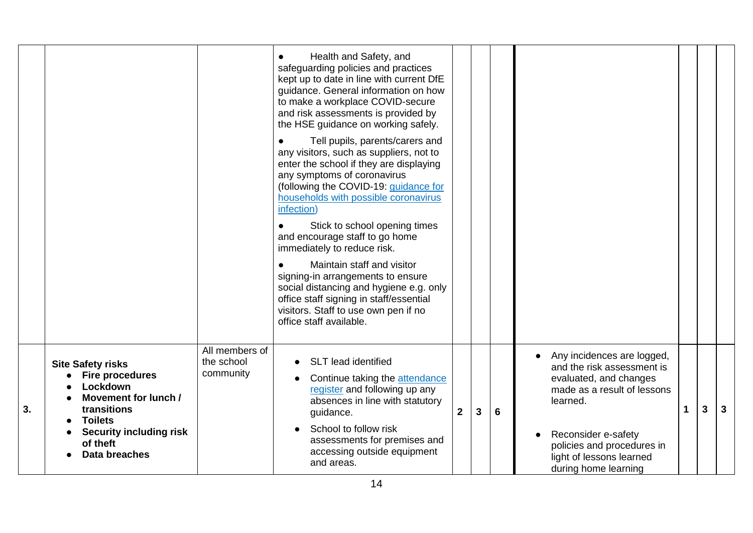| | | | | | | | | | | |
|---|---|---|---|---|---|---|---|---|---|---|
| | | | ● Health and Safety, and safeguarding policies and practices kept up to date in line with current DfE guidance. General information on how to make a workplace COVID-secure and risk assessments is provided by the HSE guidance on working safely.<br>● Tell pupils, parents/carers and any visitors, such as suppliers, not to enter the school if they are displaying any symptoms of coronavirus (following the COVID-19: [guidance for households with possible coronavirus infection](#))<br>● Stick to school opening times and encourage staff to go home immediately to reduce risk.<br>● Maintain staff and visitor signing-in arrangements to ensure social distancing and hygiene e.g. only office staff signing in staff/essential visitors. Staff to use own pen if no office staff available. | | | | | | | |
| **3.** | **Site Safety risks**<br>● **Fire procedures**<br>● **Lockdown**<br>● **Movement for lunch / transitions**<br>● **Toilets**<br>● **Security including risk of theft**<br>● **Data breaches** | All members of the school community | ● SLT lead identified<br>● Continue taking the [attendance register](#) and following up any absences in line with statutory guidance.<br>● School to follow risk assessments for premises and accessing outside equipment and areas. | **2** | **3** | **6** | ● Any incidences are logged, and the risk assessment is evaluated, and changes made as a result of lessons learned.<br>● Reconsider e-safety policies and procedures in light of lessons learned during home learning | **1** | **3** | **3** |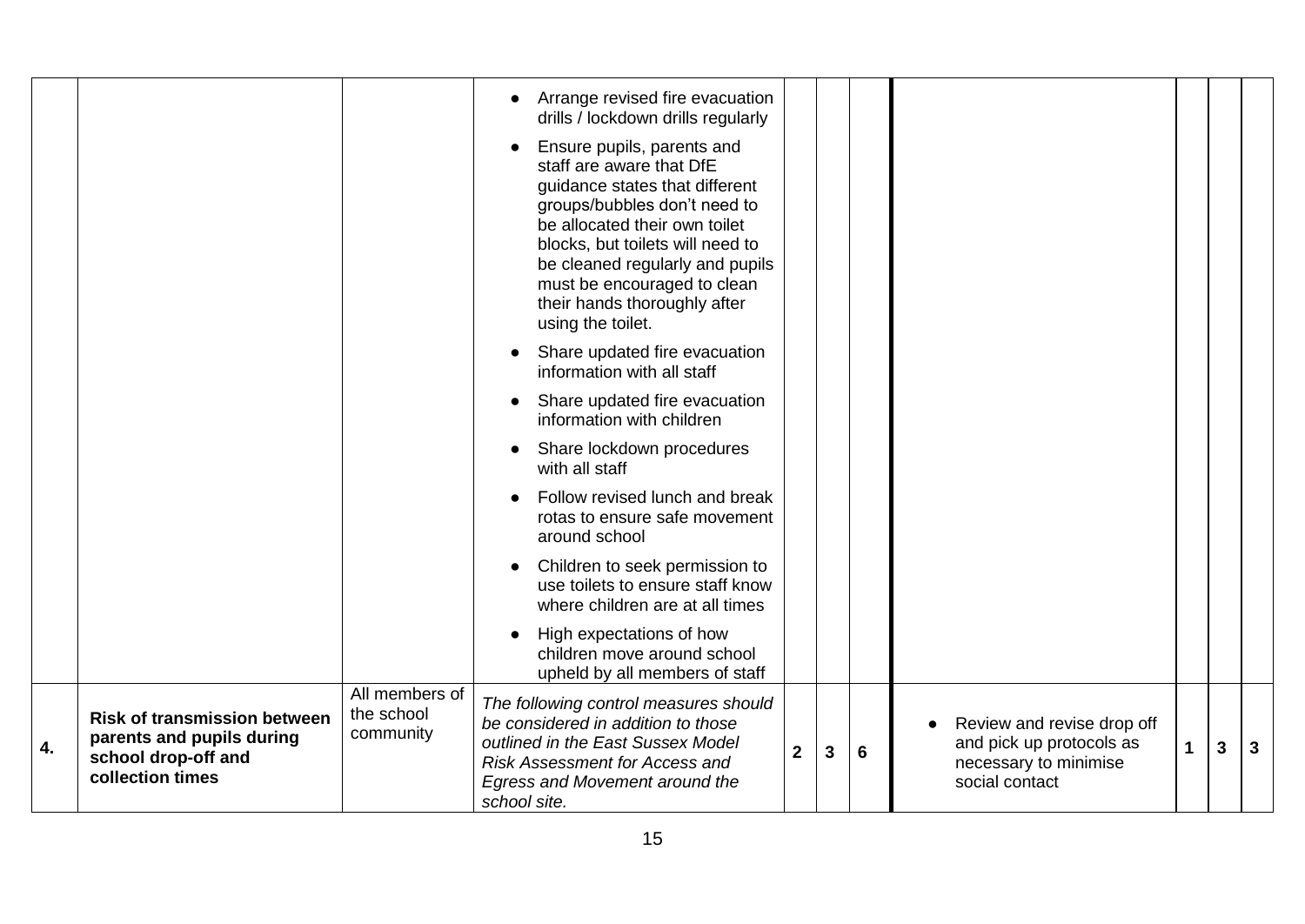| | | | | | | | | | | |
|---|---|---|---|---|---|---|---|---|---|---|
| | | | • Arrange revised fire evacuation drills / lockdown drills regularly<br>• Ensure pupils, parents and staff are aware that DfE guidance states that different groups/bubbles don't need to be allocated their own toilet blocks, but toilets will need to be cleaned regularly and pupils must be encouraged to clean their hands thoroughly after using the toilet.<br>• Share updated fire evacuation information with all staff<br>• Share updated fire evacuation information with children<br>• Share lockdown procedures with all staff<br>• Follow revised lunch and break rotas to ensure safe movement around school<br>• Children to seek permission to use toilets to ensure staff know where children are at all times<br>• High expectations of how children move around school upheld by all members of staff | | | | | | | |
| **4.** | **Risk of transmission between parents and pupils during school drop-off and collection times** | All members of the school community | *The following control measures should be considered in addition to those outlined in the East Sussex Model Risk Assessment for Access and Egress and Movement around the school site.* | **2** | **3** | **6** | • Review and revise drop off and pick up protocols as necessary to minimise social contact | **1** | **3** | **3** |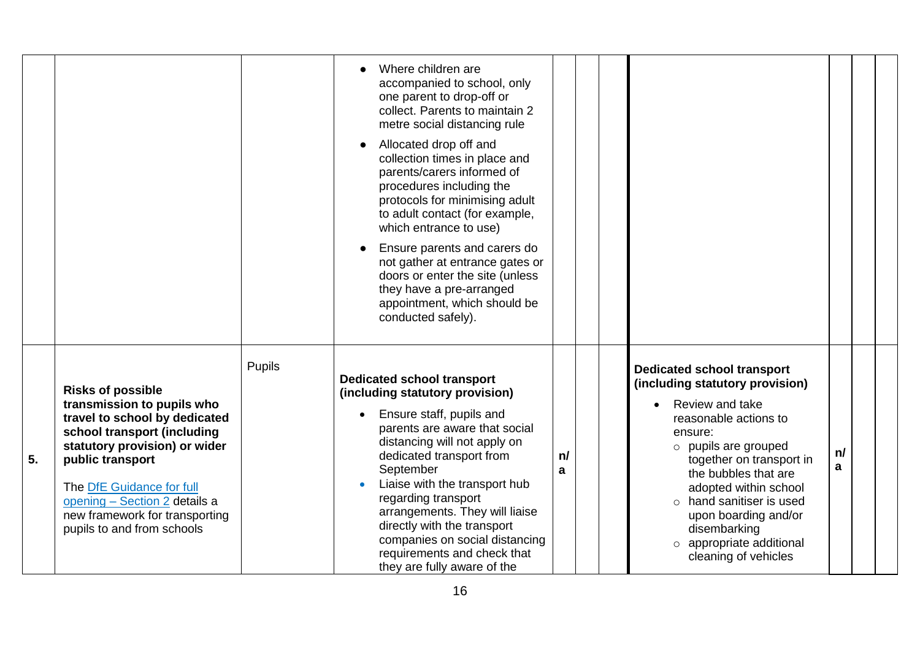| | | | | | | | | | | |
|---|---|---|---|---|---|---|---|---|---|---|
| | | | • Where children are accompanied to school, only one parent to drop-off or collect. Parents to maintain 2 metre social distancing rule<br>• Allocated drop off and collection times in place and parents/carers informed of procedures including the protocols for minimising adult to adult contact (for example, which entrance to use)<br>• Ensure parents and carers do not gather at entrance gates or doors or enter the site (unless they have a pre-arranged appointment, which should be conducted safely). | | | | | | | |
| 5. | **Risks of possible transmission to pupils who travel to school by dedicated school transport (including statutory provision) or wider public transport**<br><br>The [DfE Guidance for full opening – Section 2](#) details a new framework for transporting pupils to and from schools | Pupils | **Dedicated school transport (including statutory provision)**<br>• Ensure staff, pupils and parents are aware that social distancing will not apply on dedicated transport from September<br>• Liaise with the transport hub regarding transport arrangements. They will liaise directly with the transport companies on social distancing requirements and check that they are fully aware of the | n/a | | | **Dedicated school transport (including statutory provision)**<br>• Review and take reasonable actions to ensure:<br>○ pupils are grouped together on transport in the bubbles that are adopted within school<br>○ hand sanitiser is used upon boarding and/or disembarking<br>○ appropriate additional cleaning of vehicles | n/a | | |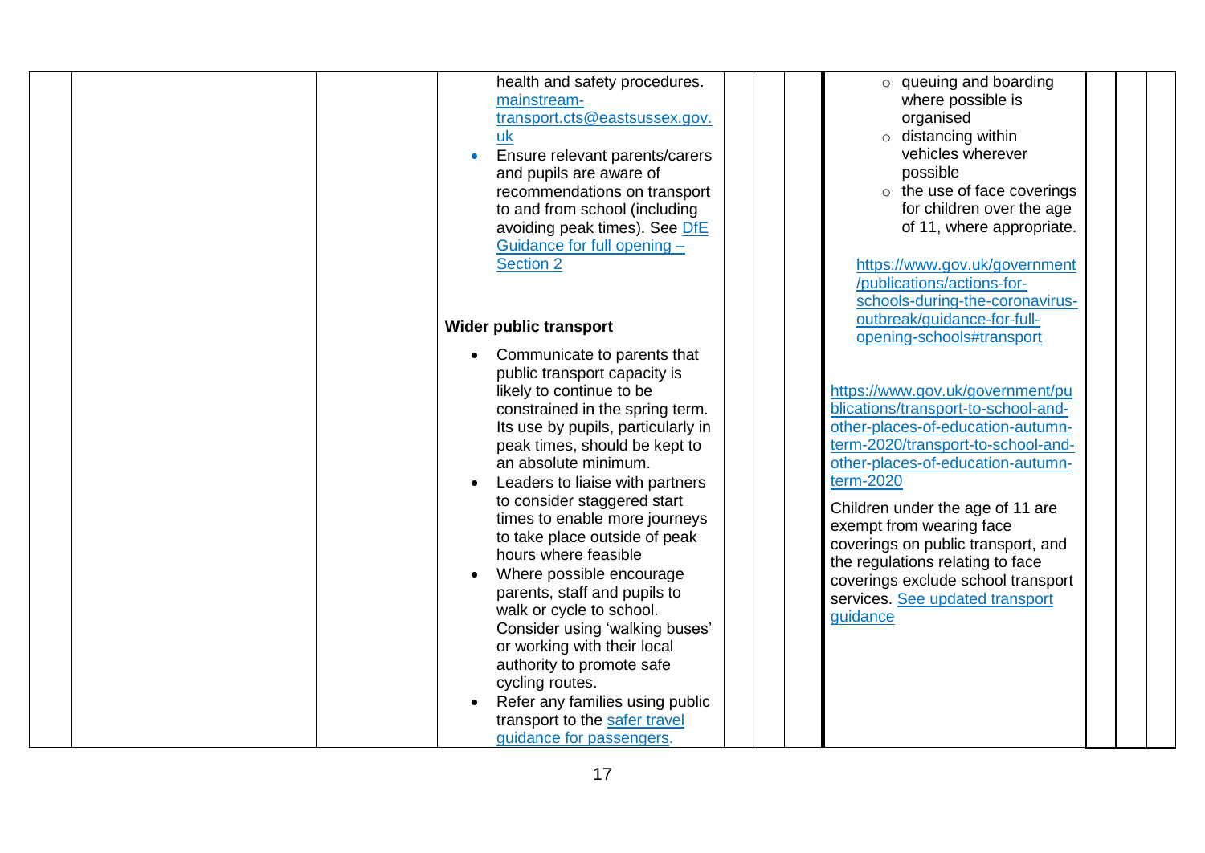| | | | | | | | | | |
|---|---|---|---|---|---|---|---|---|---|
| | | | • health and safety procedures. mainstream-transport.cts@eastsussex.gov.uk<br>• Ensure relevant parents/carers and pupils are aware of recommendations on transport to and from school (including avoiding peak times). See DfE Guidance for full opening – Section 2<br><br>**Wider public transport**<br>• Communicate to parents that public transport capacity is likely to continue to be constrained in the spring term. Its use by pupils, particularly in peak times, should be kept to an absolute minimum.<br>• Leaders to liaise with partners to consider staggered start times to enable more journeys to take place outside of peak hours where feasible<br>• Where possible encourage parents, staff and pupils to walk or cycle to school. Consider using 'walking buses' or working with their local authority to promote safe cycling routes.<br>• Refer any families using public transport to the safer travel guidance for passengers. | | | | ○ queuing and boarding where possible is organised<br>○ distancing within vehicles wherever possible<br>○ the use of face coverings for children over the age of 11, where appropriate.<br><br>https://www.gov.uk/government/publications/actions-for-schools-during-the-coronavirus-outbreak/guidance-for-full-opening-schools#transport<br><br>https://www.gov.uk/government/publications/transport-to-school-and-other-places-of-education-autumn-term-2020/transport-to-school-and-other-places-of-education-autumn-term-2020<br><br>Children under the age of 11 are exempt from wearing face coverings on public transport, and the regulations relating to face coverings exclude school transport services. See updated transport guidance | | | |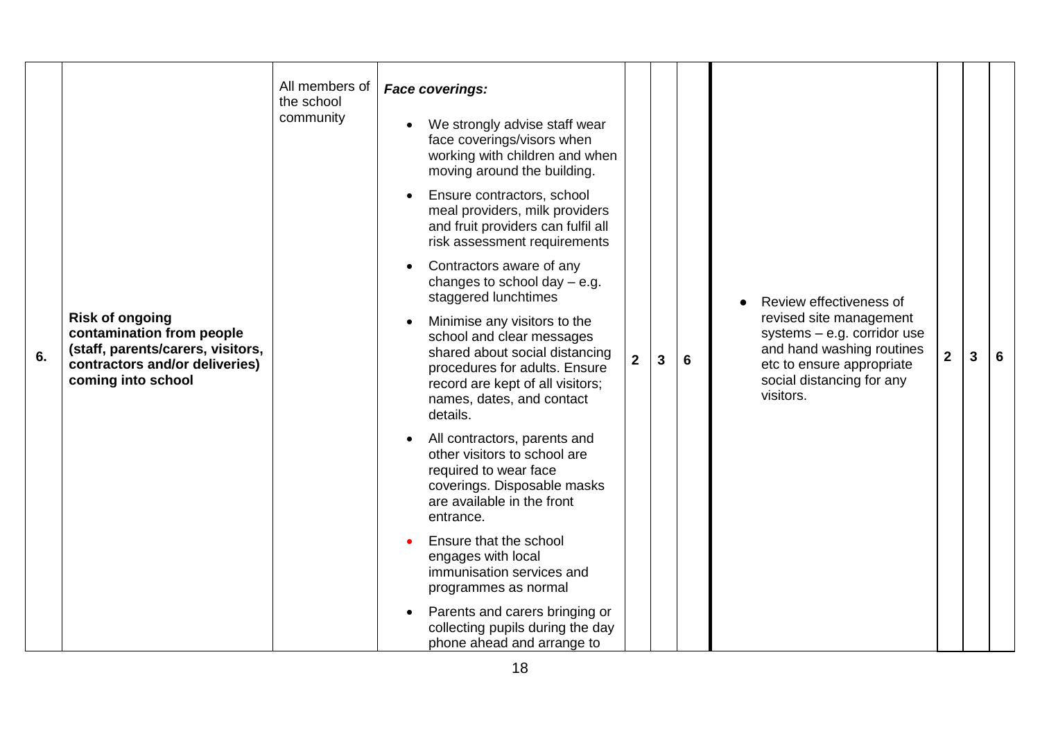| 6. | **Risk of ongoing contamination from people (staff, parents/carers, visitors, contractors and/or deliveries) coming into school** | All members of the school community | ***Face coverings:***<br>• We strongly advise staff wear face coverings/visors when working with children and when moving around the building.<br>• Ensure contractors, school meal providers, milk providers and fruit providers can fulfil all risk assessment requirements<br>• Contractors aware of any changes to school day – e.g. staggered lunchtimes<br>• Minimise any visitors to the school and clear messages shared about social distancing procedures for adults. Ensure record are kept of all visitors; names, dates, and contact details.<br>• All contractors, parents and other visitors to school are required to wear face coverings. Disposable masks are available in the front entrance.<br>• Ensure that the school engages with local immunisation services and programmes as normal<br>• Parents and carers bringing or collecting pupils during the day phone ahead and arrange to | **2** | **3** | **6** | • Review effectiveness of revised site management systems – e.g. corridor use and hand washing routines etc to ensure appropriate social distancing for any visitors. | **2** | **3** | **6** |
|---|---|---|---|---|---|---|---|---|---|---|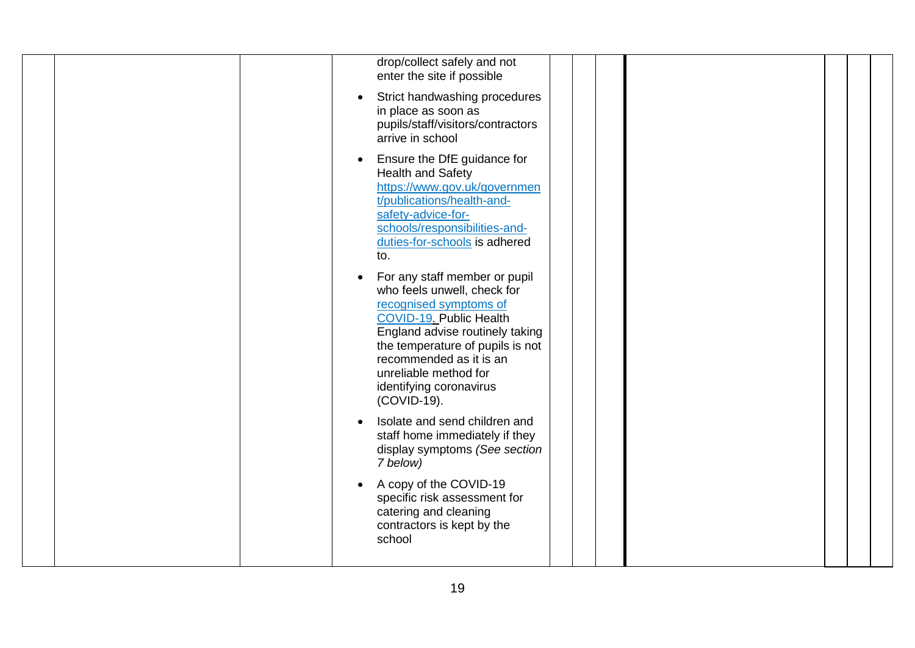| | | | | | | | | | |
|---|---|---|---|---|---|---|---|---|---|
| | | | drop/collect safely and not enter the site if possible<br>• Strict handwashing procedures in place as soon as pupils/staff/visitors/contractors arrive in school<br>• Ensure the DfE guidance for Health and Safety [https://www.gov.uk/government/publications/health-and-safety-advice-for-schools/responsibilities-and-duties-for-schools](https://www.gov.uk/government/publications/health-and-safety-advice-for-schools/responsibilities-and-duties-for-schools) is adhered to.<br>• For any staff member or pupil who feels unwell, check for [recognised symptoms of COVID-19.](#) Public Health England advise routinely taking the temperature of pupils is not recommended as it is an unreliable method for identifying coronavirus (COVID-19).<br>• Isolate and send children and staff home immediately if they display symptoms *(See section 7 below)*<br>• A copy of the COVID-19 specific risk assessment for catering and cleaning contractors is kept by the school | | | | | | |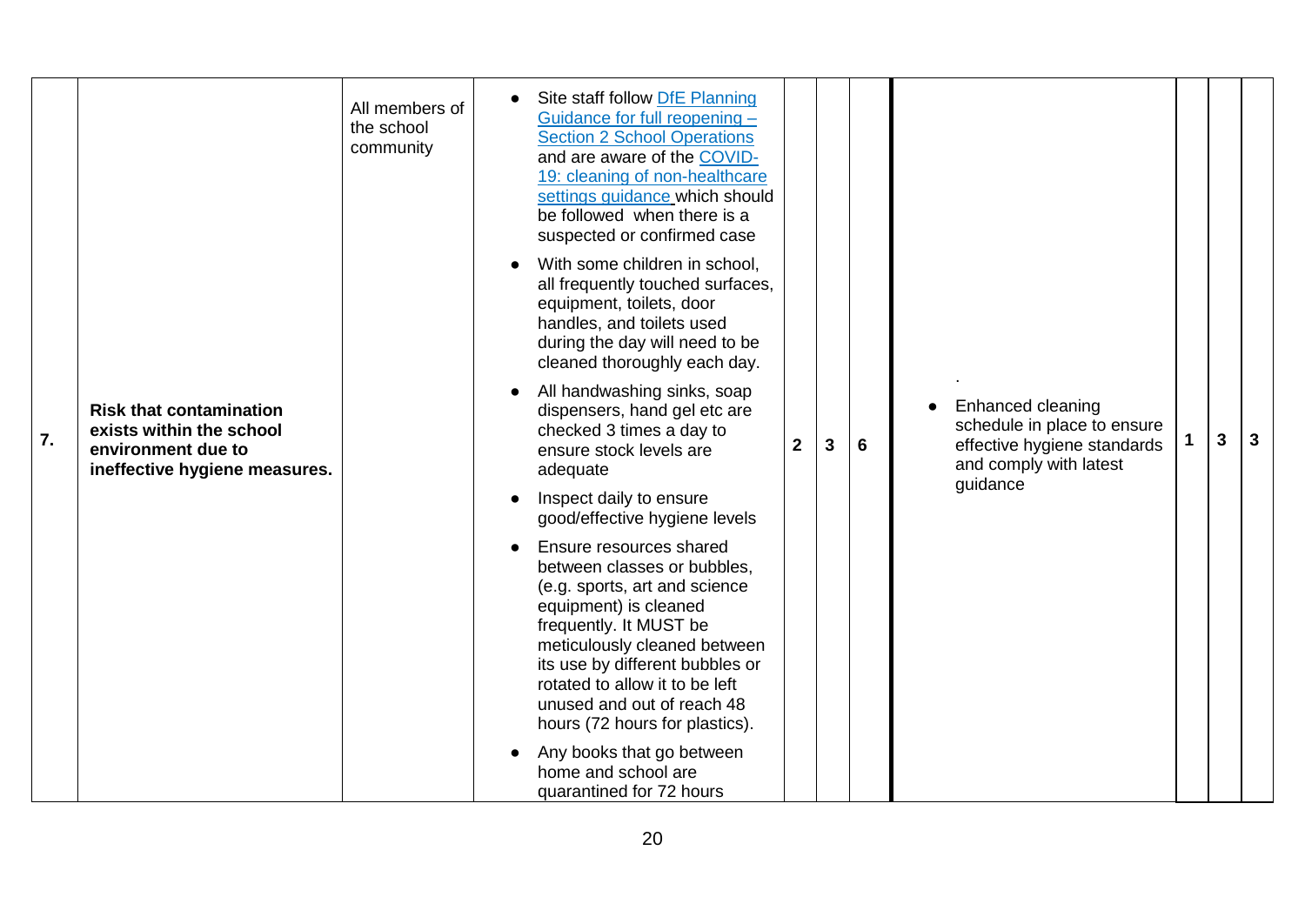| 7. | **Risk that contamination exists within the school environment due to ineffective hygiene measures.** | All members of the school community | <ul><li>Site staff follow [DfE Planning Guidance for full reopening – Section 2 School Operations] and are aware of the [COVID-19: cleaning of non-healthcare settings guidance] which should be followed when there is a suspected or confirmed case</li><li>With some children in school, all frequently touched surfaces, equipment, toilets, door handles, and toilets used during the day will need to be cleaned thoroughly each day.</li><li>All handwashing sinks, soap dispensers, hand gel etc are checked 3 times a day to ensure stock levels are adequate</li><li>Inspect daily to ensure good/effective hygiene levels</li><li>Ensure resources shared between classes or bubbles, (e.g. sports, art and science equipment) is cleaned frequently. It MUST be meticulously cleaned between its use by different bubbles or rotated to allow it to be left unused and out of reach 48 hours (72 hours for plastics).</li><li>Any books that go between home and school are quarantined for 72 hours</li></ul> | **2** | **3** | **6** | .<ul><li>Enhanced cleaning schedule in place to ensure effective hygiene standards and comply with latest guidance</li></ul> | **1** | **3** | **3** |
|---|---|---|---|---|---|---|---|---|---|---|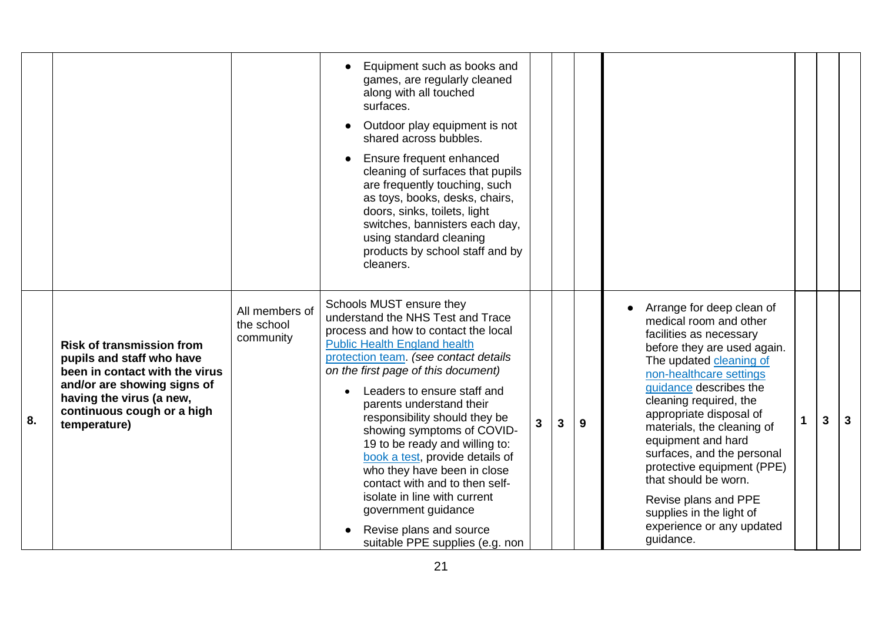| | | | | | | | | | | |
|---|---|---|---|---|---|---|---|---|---|---|
| | | | • Equipment such as books and games, are regularly cleaned along with all touched surfaces.<br>• Outdoor play equipment is not shared across bubbles.<br>• Ensure frequent enhanced cleaning of surfaces that pupils are frequently touching, such as toys, books, desks, chairs, doors, sinks, toilets, light switches, bannisters each day, using standard cleaning products by school staff and by cleaners. | | | | | | | |
| **8.** | **Risk of transmission from pupils and staff who have been in contact with the virus and/or are showing signs of having the virus (a new, continuous cough or a high temperature)** | All members of the school community | Schools MUST ensure they understand the NHS Test and Trace process and how to contact the local [Public England health protection team](). *(see contact details on the first page of this document)*<br>• Leaders to ensure staff and parents understand their responsibility should they be showing symptoms of COVID-19 to be ready and willing to: [book a test](), provide details of who they have been in close contact with and to then self-isolate in line with current government guidance<br>• Revise plans and source suitable PPE supplies (e.g. non | **3** | **3** | **9** | • Arrange for deep clean of medical room and other facilities as necessary before they are used again. The updated [cleaning of non-healthcare settings guidance]() describes the cleaning required, the appropriate disposal of materials, the cleaning of equipment and hard surfaces, and the personal protective equipment (PPE) that should be worn.<br>Revise plans and PPE supplies in the light of experience or any updated guidance. | **1** | **3** | **3** |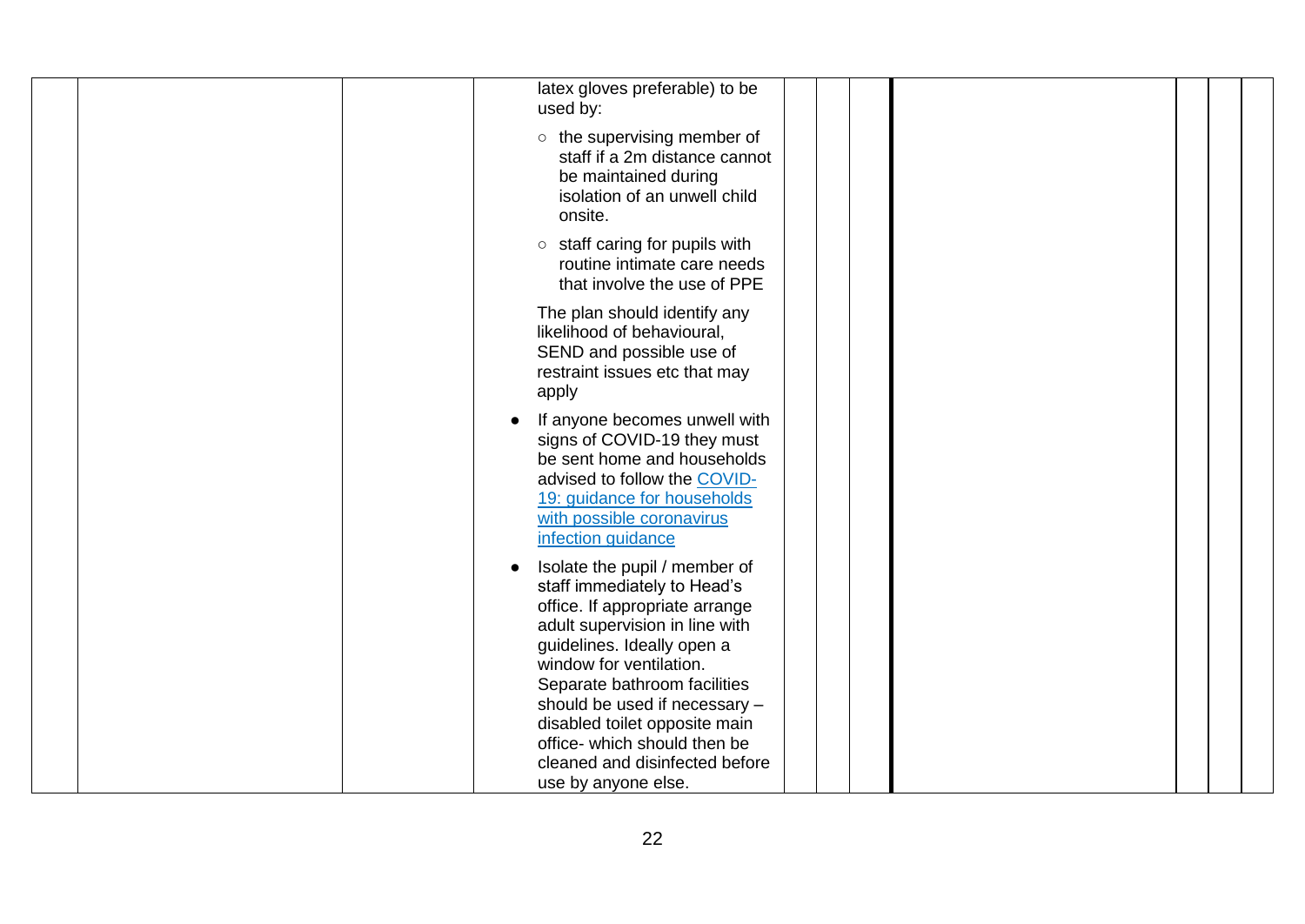| | | | | | | | | | |
|---|---|---|---|---|---|---|---|---|---|
| | | | latex gloves preferable) to be used by:<br>○ the supervising member of staff if a 2m distance cannot be maintained during isolation of an unwell child onsite.<br>○ staff caring for pupils with routine intimate care needs that involve the use of PPE<br><br>The plan should identify any likelihood of behavioural, SEND and possible use of restraint issues etc that may apply<br><br>● If anyone becomes unwell with signs of COVID-19 they must be sent home and households advised to follow the [COVID-19: guidance for households with possible coronavirus infection guidance]<br><br>● Isolate the pupil / member of staff immediately to Head's office. If appropriate arrange adult supervision in line with guidelines. Ideally open a window for ventilation. Separate bathroom facilities should be used if necessary – disabled toilet opposite main office- which should then be cleaned and disinfected before use by anyone else. | | | | | | |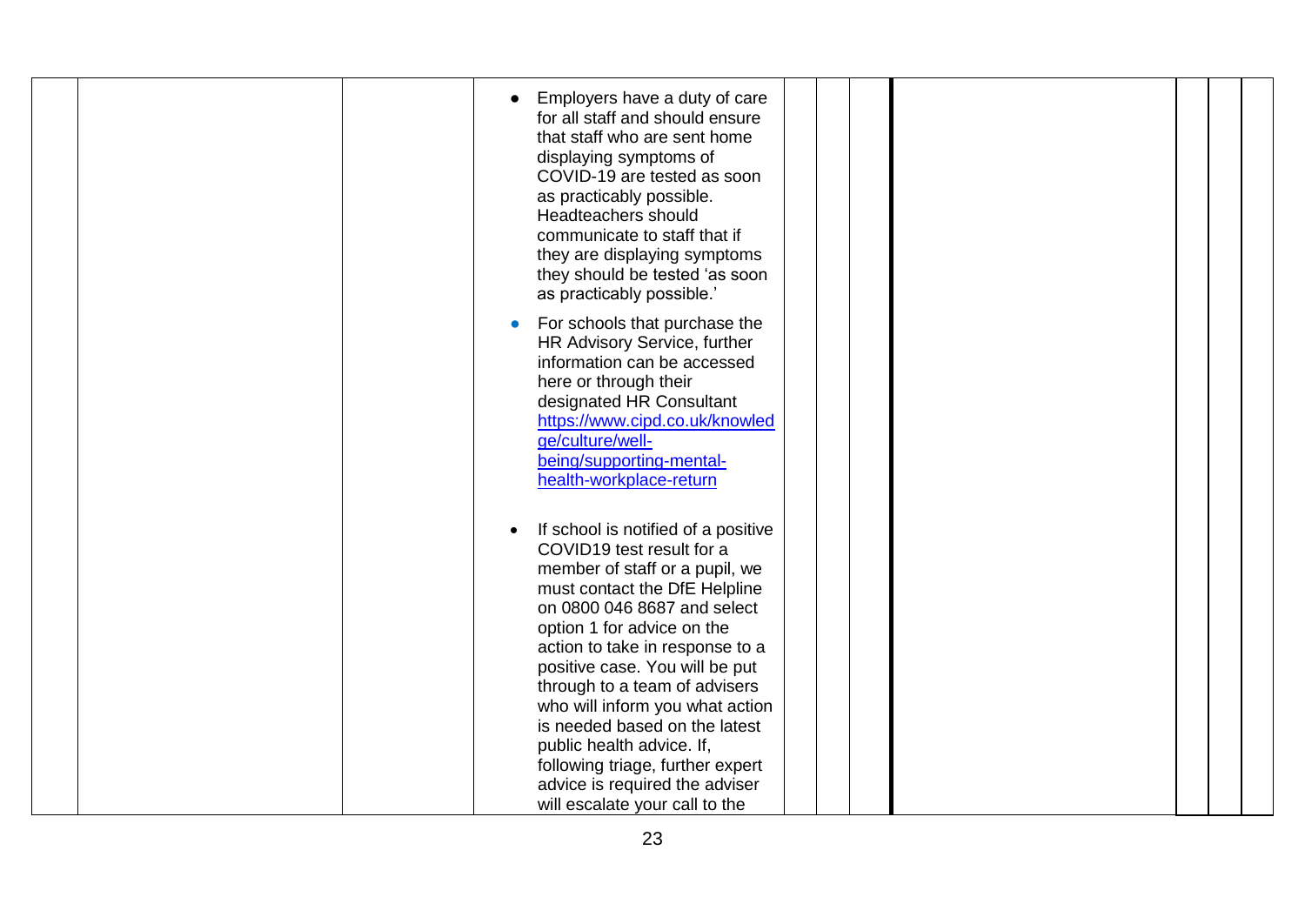|  |  |  | • Employers have a duty of care for all staff and should ensure that staff who are sent home displaying symptoms of COVID-19 are tested as soon as practicably possible. Headteachers should communicate to staff that if they are displaying symptoms they should be tested 'as soon as practicably possible.'<br><br>• For schools that purchase the HR Advisory Service, further information can be accessed here or through their designated HR Consultant [https://www.cipd.co.uk/knowledge/culture/well-being/supporting-mental-health-workplace-return](https://www.cipd.co.uk/knowledge/culture/well-being/supporting-mental-health-workplace-return)<br><br>• If school is notified of a positive COVID19 test result for a member of staff or a pupil, we must contact the DfE Helpline on 0800 046 8687 and select option 1 for advice on the action to take in response to a positive case. You will be put through to a team of advisers who will inform you what action is needed based on the latest public health advice. If, following triage, further expert advice is required the adviser will escalate your call to the |  |  |  |  |  |  |
|---|---|---|---|---|---|---|---|---|---|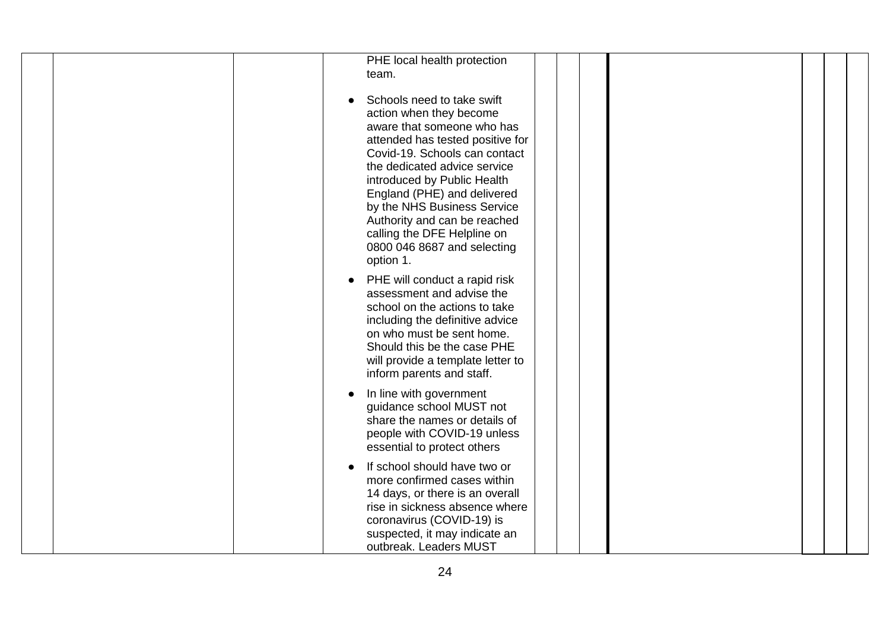| | | | | | | | | | | |
|---|---|---|---|---|---|---|---|---|---|---|
| | | | PHE local health protection team.<br><br>● Schools need to take swift action when they become aware that someone who has attended has tested positive for Covid-19. Schools can contact the dedicated advice service introduced by Public Health England (PHE) and delivered by the NHS Business Service Authority and can be reached calling the DFE Helpline on 0800 046 8687 and selecting option 1.<br><br>● PHE will conduct a rapid risk assessment and advise the school on the actions to take including the definitive advice on who must be sent home. Should this be the case PHE will provide a template letter to inform parents and staff.<br><br>● In line with government guidance school MUST not share the names or details of people with COVID-19 unless essential to protect others<br><br>● If school should have two or more confirmed cases within 14 days, or there is an overall rise in sickness absence where coronavirus (COVID-19) is suspected, it may indicate an outbreak. Leaders MUST | | | | | | | |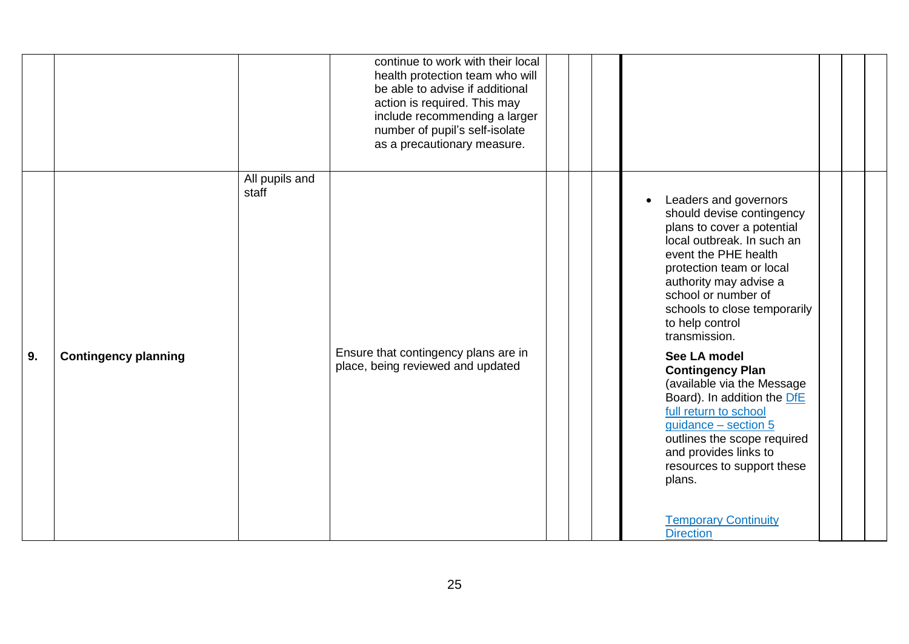| | | | | | | | | | | |
|---|---|---|---|---|---|---|---|---|---|---|
| | | | continue to work with their local health protection team who will be able to advise if additional action is required. This may include recommending a larger number of pupil's self-isolate as a precautionary measure. | | | | | | | |
| **9.** | **Contingency planning** | All pupils and staff | Ensure that contingency plans are in place, being reviewed and updated | | | | <ul><li>Leaders and governors should devise contingency plans to cover a potential local outbreak. In such an event the PHE health protection team or local authority may advise a school or number of schools to close temporarily to help control transmission.</li></ul> **See LA model Contingency Plan** (available via the Message Board). In addition the DfE full return to school guidance – section 5 outlines the scope required and provides links to resources to support these plans.<br><br>Temporary Continuity Direction | | | |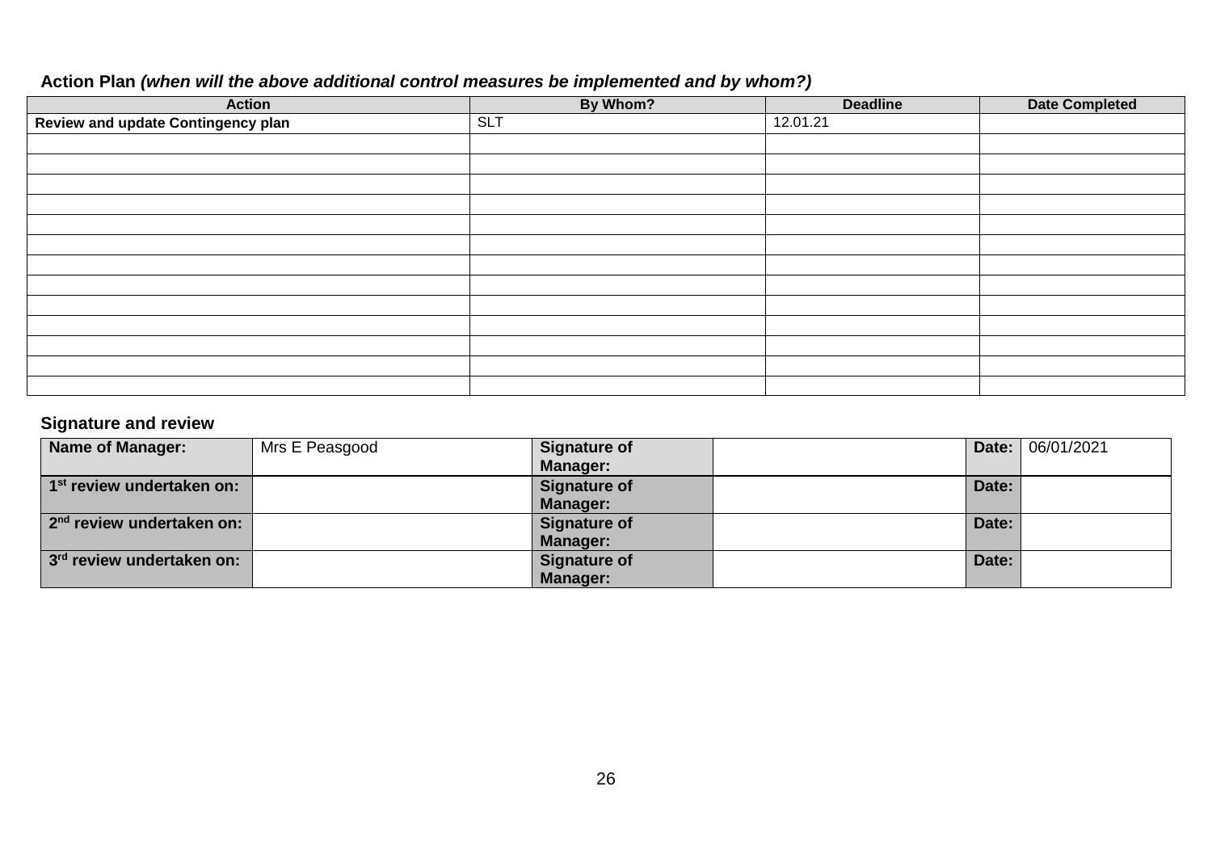**Action Plan** ***(when will the above additional control measures be implemented and by whom?)***

| Action | By Whom? | Deadline | Date Completed |
| --- | --- | --- | --- |
| **Review and update Contingency plan** | SLT | 12.01.21 | |
| | | | |
| | | | |
| | | | |
| | | | |
| | | | |
| | | | |
| | | | |
| | | | |
| | | | |
| | | | |
| | | | |
| | | | |
| | | | |

**Signature and review**

| | | | | | |
| --- | --- | --- | --- | --- | --- |
| **Name of Manager:** | Mrs E Peasgood | **Signature of Manager:** | | **Date:** | 06/01/2021 |
| **1st review undertaken on:** | | **Signature of Manager:** | | **Date:** | |
| **2nd review undertaken on:** | | **Signature of Manager:** | | **Date:** | |
| **3rd review undertaken on:** | | **Signature of Manager:** | | **Date:** | |